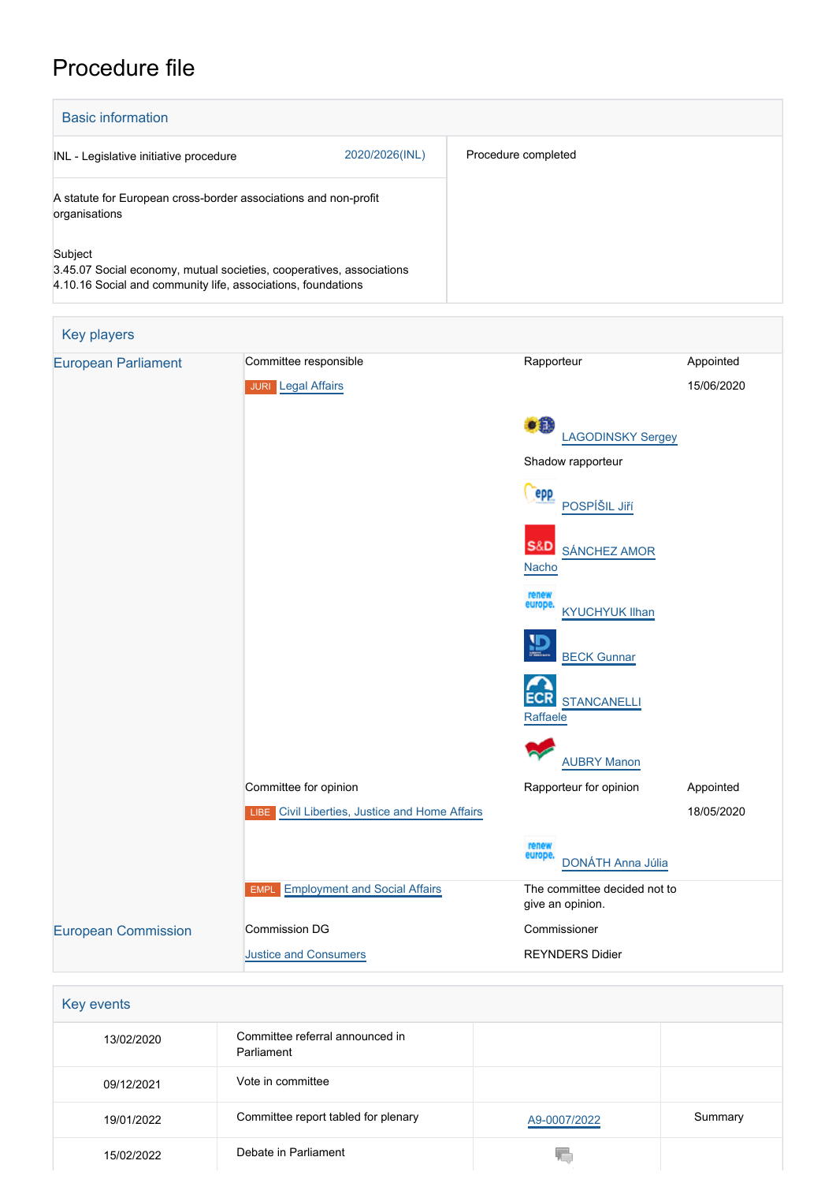# Procedure file

## Basic information

| | |
|---|---|
| INL - Legislative initiative procedure 2020/2026(INL) | Procedure completed |
| A statute for European cross-border associations and non-profit organisations | |
| Subject<br>3.45.07 Social economy, mutual societies, cooperatives, associations<br>4.10.16 Social and community life, associations, foundations | |

## Key players

| | | | |
|---|---|---|---|
| European Parliament | Committee responsible | Rapporteur | Appointed |
| | JURI Legal Affairs | | 15/06/2020 |
| | | LAGODINSKY Sergey | |
| | | Shadow rapporteur | |
| | | POSPÍŠIL Jiří | |
| | | SÁNCHEZ AMOR Nacho | |
| | | KYUCHYUK Ilhan | |
| | | BECK Gunnar | |
| | | STANCANELLI Raffaele | |
| | | AUBRY Manon | |
| | Committee for opinion | Rapporteur for opinion | Appointed |
| | LIBE Civil Liberties, Justice and Home Affairs | | 18/05/2020 |
| | | DONÁTH Anna Júlia | |
| | EMPL Employment and Social Affairs | The committee decided not to give an opinion. | |
| European Commission | Commission DG | Commissioner | |
| | Justice and Consumers | REYNDERS Didier | |

## Key events

| | | | |
|---|---|---|---|
| 13/02/2020 | Committee referral announced in Parliament | | |
| 09/12/2021 | Vote in committee | | |
| 19/01/2022 | Committee report tabled for plenary | A9-0007/2022 | Summary |
| 15/02/2022 | Debate in Parliament | | |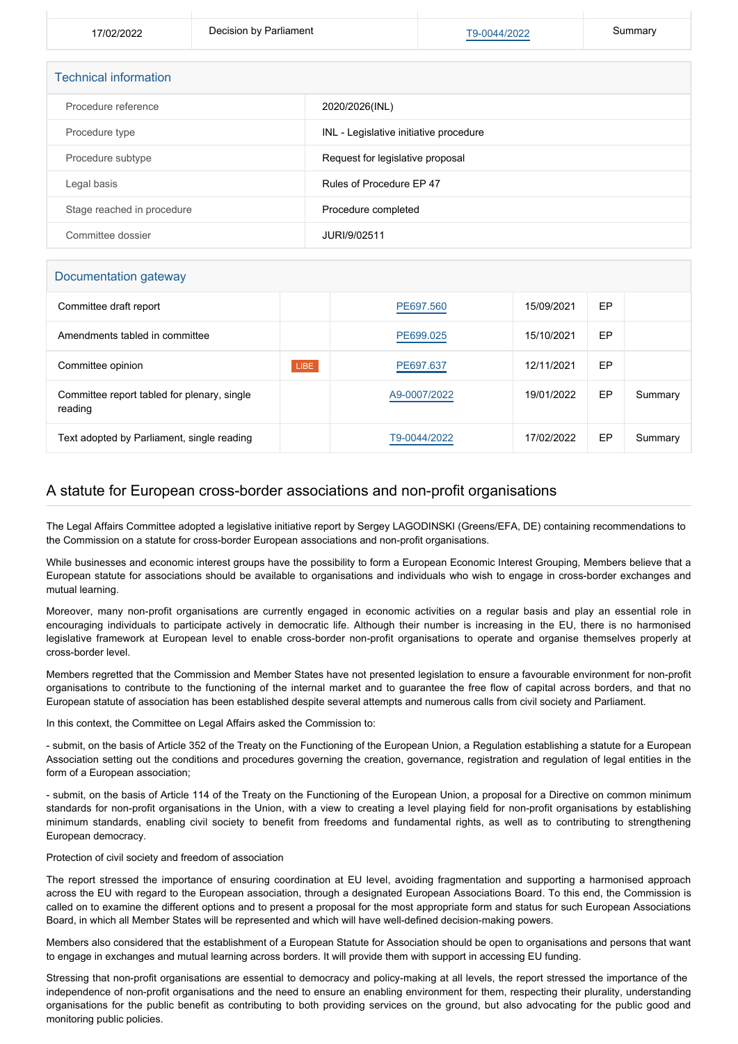| 17/02/2022 | Decision by Parliament | T9-0044/2022 | Summary |
|---|---|---|---|

## Technical information

| | |
|---|---|
| Procedure reference | 2020/2026(INL) |
| Procedure type | INL - Legislative initiative procedure |
| Procedure subtype | Request for legislative proposal |
| Legal basis | Rules of Procedure EP 47 |
| Stage reached in procedure | Procedure completed |
| Committee dossier | JURI/9/02511 |

## Documentation gateway

| | | | | | |
|---|---|---|---|---|---|
| Committee draft report | | PE697.560 | 15/09/2021 | EP | |
| Amendments tabled in committee | | PE699.025 | 15/10/2021 | EP | |
| Committee opinion | LIBE | PE697.637 | 12/11/2021 | EP | |
| Committee report tabled for plenary, single reading | | A9-0007/2022 | 19/01/2022 | EP | Summary |
| Text adopted by Parliament, single reading | | T9-0044/2022 | 17/02/2022 | EP | Summary |

## A statute for European cross-border associations and non-profit organisations

The Legal Affairs Committee adopted a legislative initiative report by Sergey LAGODINSKI (Greens/EFA, DE) containing recommendations to the Commission on a statute for cross-border European associations and non-profit organisations.

While businesses and economic interest groups have the possibility to form a European Economic Interest Grouping, Members believe that a European statute for associations should be available to organisations and individuals who wish to engage in cross-border exchanges and mutual learning.

Moreover, many non-profit organisations are currently engaged in economic activities on a regular basis and play an essential role in encouraging individuals to participate actively in democratic life. Although their number is increasing in the EU, there is no harmonised legislative framework at European level to enable cross-border non-profit organisations to operate and organise themselves properly at cross-border level.

Members regretted that the Commission and Member States have not presented legislation to ensure a favourable environment for non-profit organisations to contribute to the functioning of the internal market and to guarantee the free flow of capital across borders, and that no European statute of association has been established despite several attempts and numerous calls from civil society and Parliament.

In this context, the Committee on Legal Affairs asked the Commission to:

- submit, on the basis of Article 352 of the Treaty on the Functioning of the European Union, a Regulation establishing a statute for a European Association setting out the conditions and procedures governing the creation, governance, registration and regulation of legal entities in the form of a European association;

- submit, on the basis of Article 114 of the Treaty on the Functioning of the European Union, a proposal for a Directive on common minimum standards for non-profit organisations in the Union, with a view to creating a level playing field for non-profit organisations by establishing minimum standards, enabling civil society to benefit from freedoms and fundamental rights, as well as to contributing to strengthening European democracy.

Protection of civil society and freedom of association

The report stressed the importance of ensuring coordination at EU level, avoiding fragmentation and supporting a harmonised approach across the EU with regard to the European association, through a designated European Associations Board. To this end, the Commission is called on to examine the different options and to present a proposal for the most appropriate form and status for such European Associations Board, in which all Member States will be represented and which will have well-defined decision-making powers.

Members also considered that the establishment of a European Statute for Association should be open to organisations and persons that want to engage in exchanges and mutual learning across borders. It will provide them with support in accessing EU funding.

Stressing that non-profit organisations are essential to democracy and policy-making at all levels, the report stressed the importance of the independence of non-profit organisations and the need to ensure an enabling environment for them, respecting their plurality, understanding organisations for the public benefit as contributing to both providing services on the ground, but also advocating for the public good and monitoring public policies.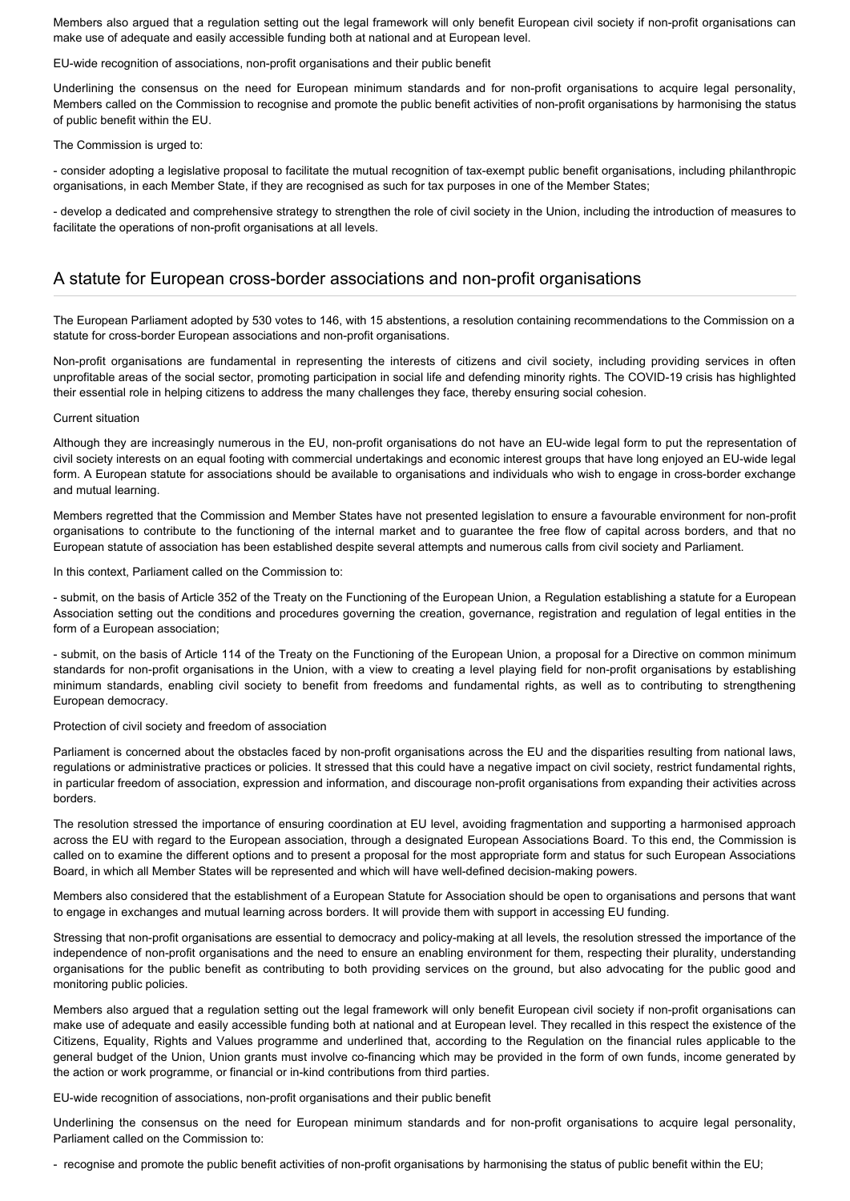Members also argued that a regulation setting out the legal framework will only benefit European civil society if non-profit organisations can make use of adequate and easily accessible funding both at national and at European level.

EU-wide recognition of associations, non-profit organisations and their public benefit

Underlining the consensus on the need for European minimum standards and for non-profit organisations to acquire legal personality, Members called on the Commission to recognise and promote the public benefit activities of non-profit organisations by harmonising the status of public benefit within the EU.

The Commission is urged to:

- consider adopting a legislative proposal to facilitate the mutual recognition of tax-exempt public benefit organisations, including philanthropic organisations, in each Member State, if they are recognised as such for tax purposes in one of the Member States;

- develop a dedicated and comprehensive strategy to strengthen the role of civil society in the Union, including the introduction of measures to facilitate the operations of non-profit organisations at all levels.

## A statute for European cross-border associations and non-profit organisations

The European Parliament adopted by 530 votes to 146, with 15 abstentions, a resolution containing recommendations to the Commission on a statute for cross-border European associations and non-profit organisations.

Non-profit organisations are fundamental in representing the interests of citizens and civil society, including providing services in often unprofitable areas of the social sector, promoting participation in social life and defending minority rights. The COVID-19 crisis has highlighted their essential role in helping citizens to address the many challenges they face, thereby ensuring social cohesion.

Current situation

Although they are increasingly numerous in the EU, non-profit organisations do not have an EU-wide legal form to put the representation of civil society interests on an equal footing with commercial undertakings and economic interest groups that have long enjoyed an EU-wide legal form. A European statute for associations should be available to organisations and individuals who wish to engage in cross-border exchange and mutual learning.

Members regretted that the Commission and Member States have not presented legislation to ensure a favourable environment for non-profit organisations to contribute to the functioning of the internal market and to guarantee the free flow of capital across borders, and that no European statute of association has been established despite several attempts and numerous calls from civil society and Parliament.

In this context, Parliament called on the Commission to:

- submit, on the basis of Article 352 of the Treaty on the Functioning of the European Union, a Regulation establishing a statute for a European Association setting out the conditions and procedures governing the creation, governance, registration and regulation of legal entities in the form of a European association;

- submit, on the basis of Article 114 of the Treaty on the Functioning of the European Union, a proposal for a Directive on common minimum standards for non-profit organisations in the Union, with a view to creating a level playing field for non-profit organisations by establishing minimum standards, enabling civil society to benefit from freedoms and fundamental rights, as well as to contributing to strengthening European democracy.

Protection of civil society and freedom of association

Parliament is concerned about the obstacles faced by non-profit organisations across the EU and the disparities resulting from national laws, regulations or administrative practices or policies. It stressed that this could have a negative impact on civil society, restrict fundamental rights, in particular freedom of association, expression and information, and discourage non-profit organisations from expanding their activities across borders.

The resolution stressed the importance of ensuring coordination at EU level, avoiding fragmentation and supporting a harmonised approach across the EU with regard to the European association, through a designated European Associations Board. To this end, the Commission is called on to examine the different options and to present a proposal for the most appropriate form and status for such European Associations Board, in which all Member States will be represented and which will have well-defined decision-making powers.

Members also considered that the establishment of a European Statute for Association should be open to organisations and persons that want to engage in exchanges and mutual learning across borders. It will provide them with support in accessing EU funding.

Stressing that non-profit organisations are essential to democracy and policy-making at all levels, the resolution stressed the importance of the independence of non-profit organisations and the need to ensure an enabling environment for them, respecting their plurality, understanding organisations for the public benefit as contributing to both providing services on the ground, but also advocating for the public good and monitoring public policies.

Members also argued that a regulation setting out the legal framework will only benefit European civil society if non-profit organisations can make use of adequate and easily accessible funding both at national and at European level. They recalled in this respect the existence of the Citizens, Equality, Rights and Values programme and underlined that, according to the Regulation on the financial rules applicable to the general budget of the Union, Union grants must involve co-financing which may be provided in the form of own funds, income generated by the action or work programme, or financial or in-kind contributions from third parties.

EU-wide recognition of associations, non-profit organisations and their public benefit

Underlining the consensus on the need for European minimum standards and for non-profit organisations to acquire legal personality, Parliament called on the Commission to:

- recognise and promote the public benefit activities of non-profit organisations by harmonising the status of public benefit within the EU;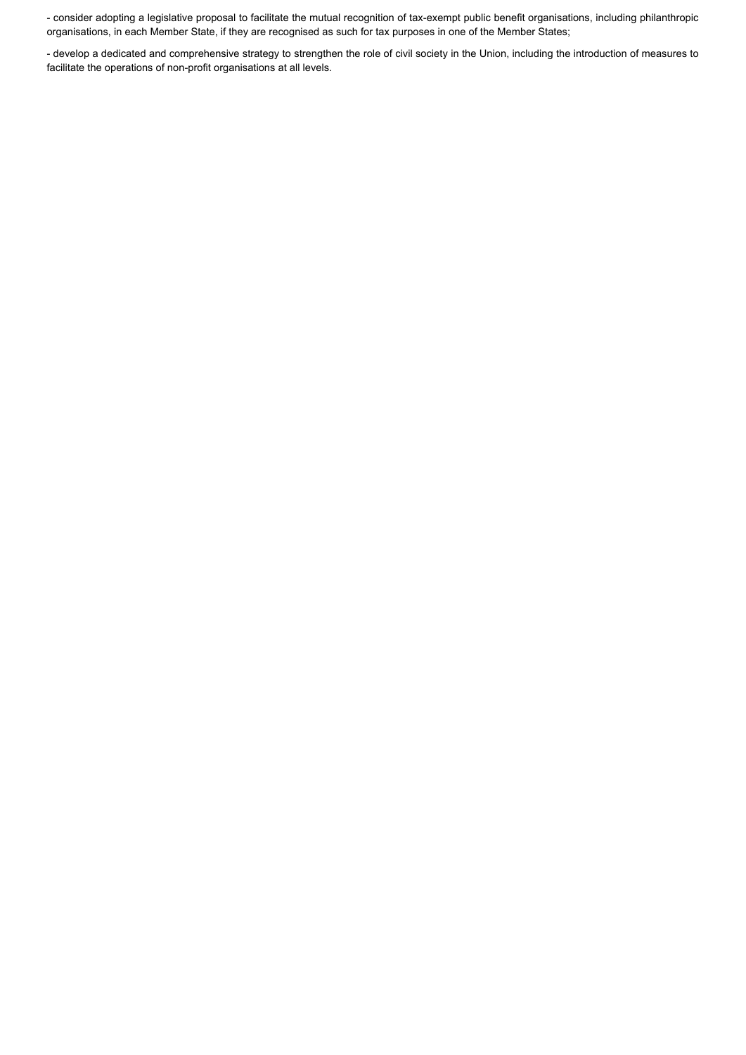- consider adopting a legislative proposal to facilitate the mutual recognition of tax-exempt public benefit organisations, including philanthropic organisations, in each Member State, if they are recognised as such for tax purposes in one of the Member States;

- develop a dedicated and comprehensive strategy to strengthen the role of civil society in the Union, including the introduction of measures to facilitate the operations of non-profit organisations at all levels.